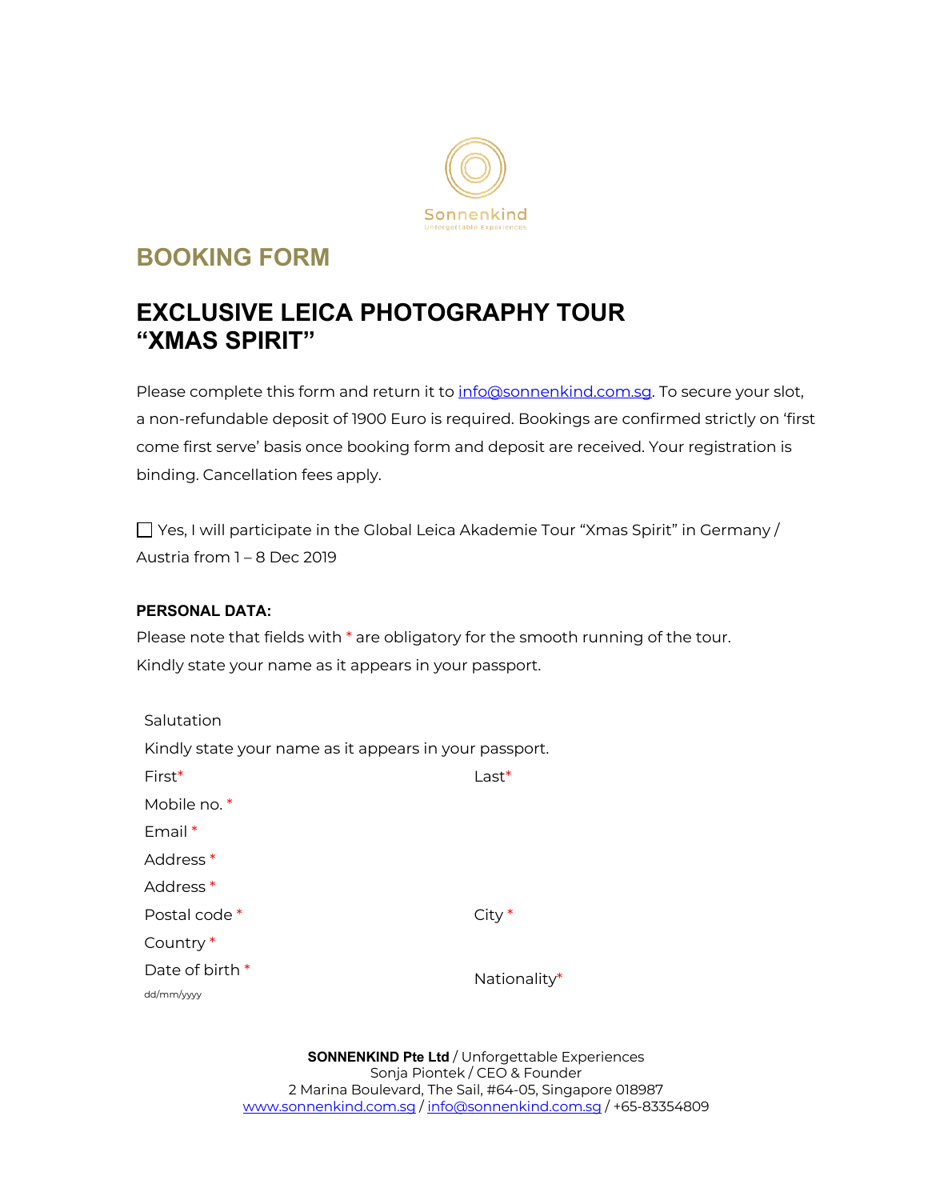Sonnenkind

Unforgettable Experiences

# BOOKING FORM

## EXCLUSIVE LEICA PHOTOGRAPHY TOUR "XMAS SPIRIT"

Please complete this form and return it to info@sonnenkind.com.sg. To secure your slot, a non-refundable deposit of 1900 Euro is required. Bookings are confirmed strictly on 'first come first serve' basis once booking form and deposit are received. Your registration is binding. Cancellation fees apply.

☐ Yes, I will participate in the Global Leica Akademie Tour "Xmas Spirit" in Germany / Austria from 1 – 8 Dec 2019

**PERSONAL DATA:**

Please note that fields with * are obligatory for the smooth running of the tour.
Kindly state your name as it appears in your passport.

Salutation

Kindly state your name as it appears in your passport.

First* Last*

Mobile no. *

Email *

Address *

Address *

Postal code * City *

Country *

Date of birth * Nationality*

dd/mm/yyyy

**SONNENKIND Pte Ltd** / Unforgettable Experiences
Sonja Piontek / CEO & Founder
2 Marina Boulevard, The Sail, #64-05, Singapore 018987
www.sonnenkind.com.sg / info@sonnenkind.com.sg / +65-83354809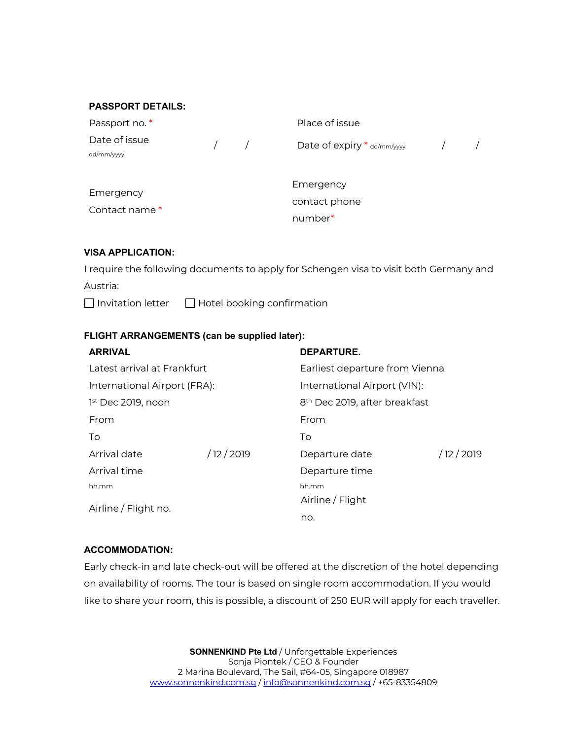**PASSPORT DETAILS:**

| | | | |
|---|---|---|---|
| Passport no. * | | Place of issue | |
| Date of issue dd/mm/yyyy | / / | Date of expiry * dd/mm/yyyy | / / |
| Emergency Contact name * | | Emergency contact phone number* | |

**VISA APPLICATION:**

I require the following documents to apply for Schengen visa to visit both Germany and Austria:

☐ Invitation letter ☐ Hotel booking confirmation

**FLIGHT ARRANGEMENTS (can be supplied later):**

| **ARRIVAL** | | **DEPARTURE.** | |
|---|---|---|---|
| Latest arrival at Frankfurt International Airport (FRA): | | Earliest departure from Vienna International Airport (VIN): | |
| 1st Dec 2019, noon | | 8th Dec 2019, after breakfast | |
| From | | From | |
| To | | To | |
| Arrival date | / 12 / 2019 | Departure date | / 12 / 2019 |
| Arrival time hh.mm | | Departure time hh.mm | |
| Airline / Flight no. | | Airline / Flight no. | |

**ACCOMMODATION:**

Early check-in and late check-out will be offered at the discretion of the hotel depending on availability of rooms. The tour is based on single room accommodation. If you would like to share your room, this is possible, a discount of 250 EUR will apply for each traveller.

**SONNENKIND Pte Ltd** / Unforgettable Experiences
Sonja Piontek / CEO & Founder
2 Marina Boulevard, The Sail, #64-05, Singapore 018987
www.sonnenkind.com.sg / info@sonnenkind.com.sg / +65-83354809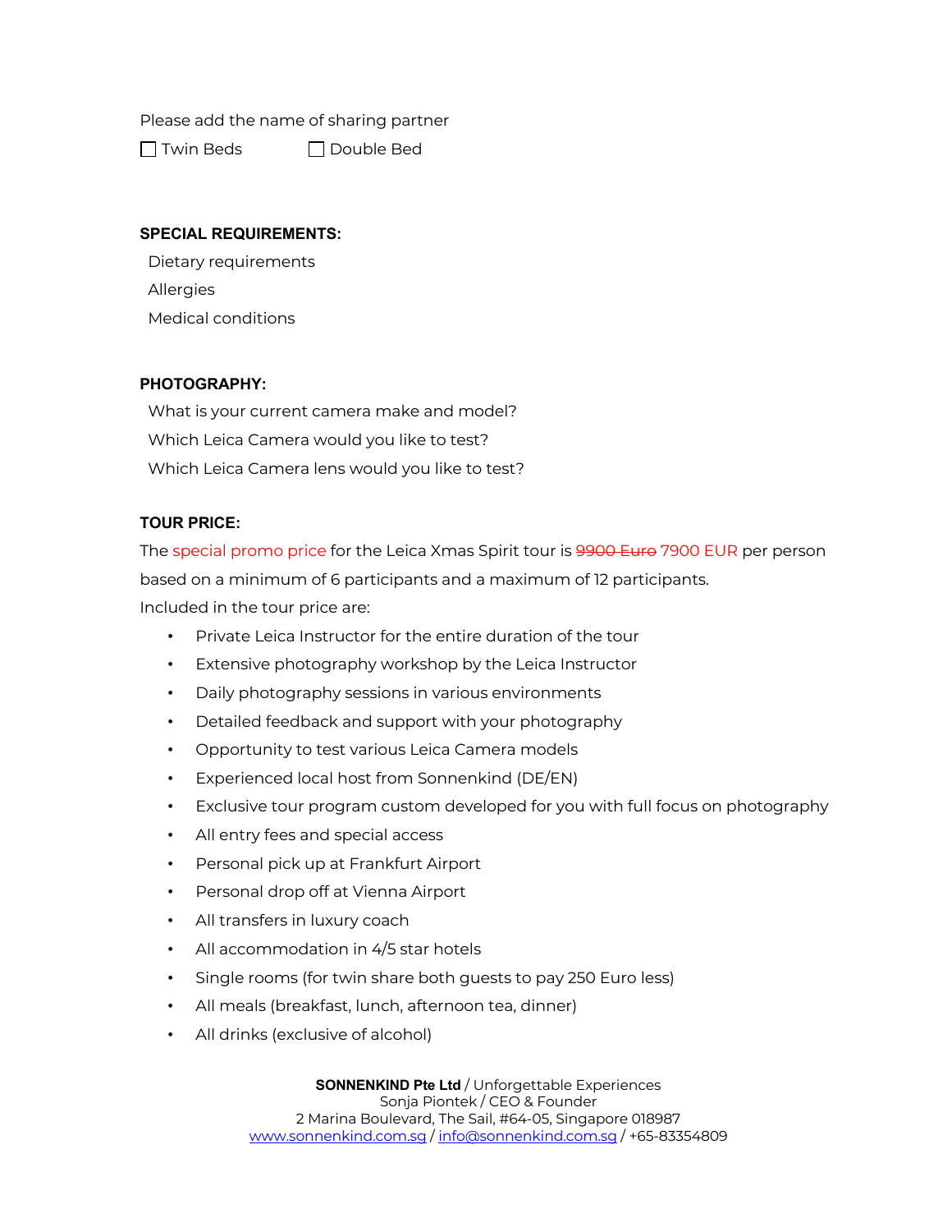Please add the name of sharing partner

☐ Twin Beds ☐ Double Bed

**SPECIAL REQUIREMENTS:**

Dietary requirements

Allergies

Medical conditions

**PHOTOGRAPHY:**

What is your current camera make and model?

Which Leica Camera would you like to test?

Which Leica Camera lens would you like to test?

**TOUR PRICE:**

The special promo price for the Leica Xmas Spirit tour is ~~9900 Euro~~ 7900 EUR per person based on a minimum of 6 participants and a maximum of 12 participants.

Included in the tour price are:

- Private Leica Instructor for the entire duration of the tour
- Extensive photography workshop by the Leica Instructor
- Daily photography sessions in various environments
- Detailed feedback and support with your photography
- Opportunity to test various Leica Camera models
- Experienced local host from Sonnenkind (DE/EN)
- Exclusive tour program custom developed for you with full focus on photography
- All entry fees and special access
- Personal pick up at Frankfurt Airport
- Personal drop off at Vienna Airport
- All transfers in luxury coach
- All accommodation in 4/5 star hotels
- Single rooms (for twin share both guests to pay 250 Euro less)
- All meals (breakfast, lunch, afternoon tea, dinner)
- All drinks (exclusive of alcohol)

**SONNENKIND Pte Ltd** / Unforgettable Experiences
Sonja Piontek / CEO & Founder
2 Marina Boulevard, The Sail, #64-05, Singapore 018987
www.sonnenkind.com.sg / info@sonnenkind.com.sg / +65-83354809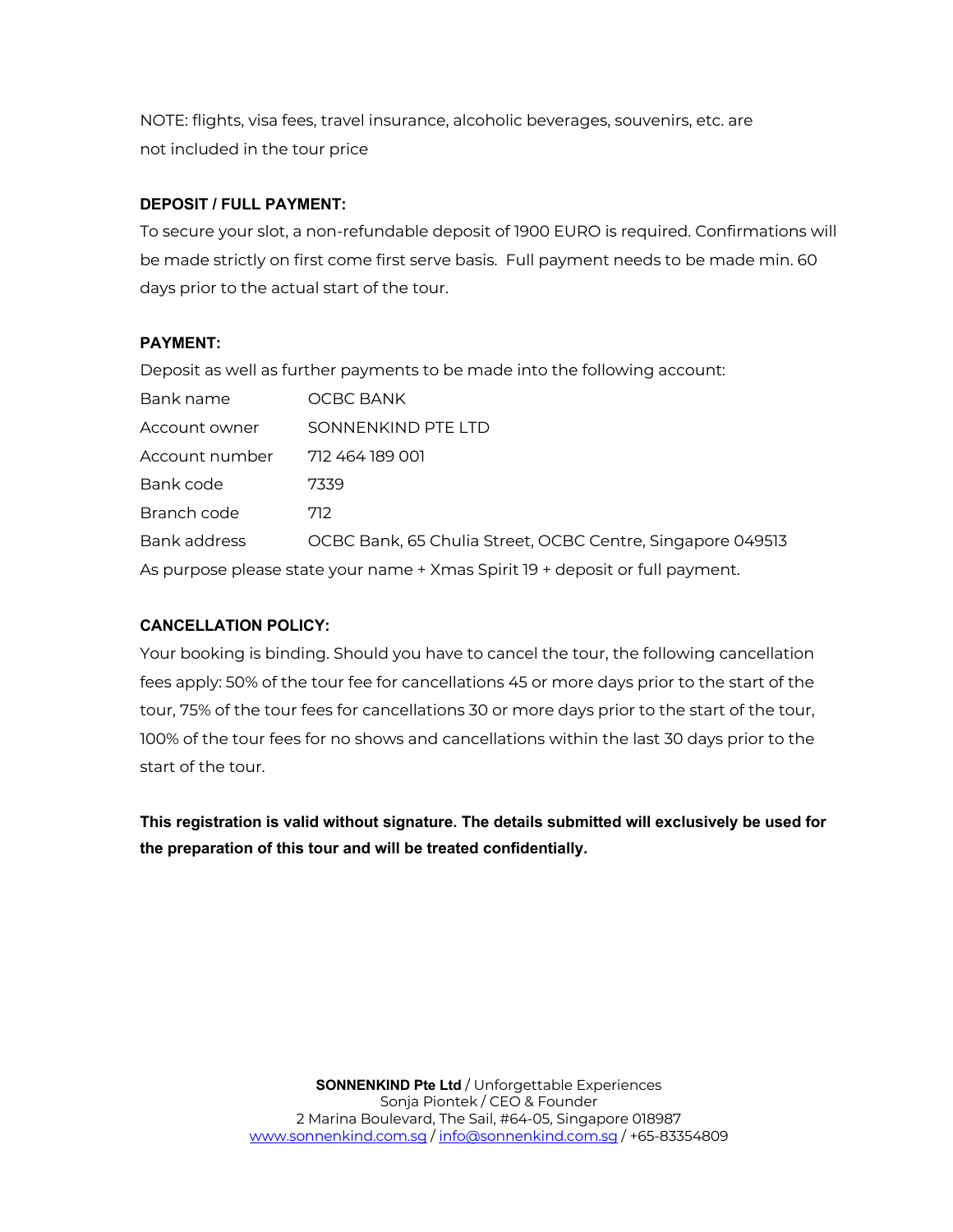NOTE: flights, visa fees, travel insurance, alcoholic beverages, souvenirs, etc. are not included in the tour price

**DEPOSIT / FULL PAYMENT:**

To secure your slot, a non-refundable deposit of 1900 EURO is required. Confirmations will be made strictly on first come first serve basis. Full payment needs to be made min. 60 days prior to the actual start of the tour.

**PAYMENT:**

Deposit as well as further payments to be made into the following account:

| | |
|---|---|
| Bank name | OCBC BANK |
| Account owner | SONNENKIND PTE LTD |
| Account number | 712 464 189 001 |
| Bank code | 7339 |
| Branch code | 712 |
| Bank address | OCBC Bank, 65 Chulia Street, OCBC Centre, Singapore 049513 |

As purpose please state your name + Xmas Spirit 19 + deposit or full payment.

**CANCELLATION POLICY:**

Your booking is binding. Should you have to cancel the tour, the following cancellation fees apply: 50% of the tour fee for cancellations 45 or more days prior to the start of the tour, 75% of the tour fees for cancellations 30 or more days prior to the start of the tour, 100% of the tour fees for no shows and cancellations within the last 30 days prior to the start of the tour.

**This registration is valid without signature. The details submitted will exclusively be used for the preparation of this tour and will be treated confidentially.**

**SONNENKIND Pte Ltd** / Unforgettable Experiences
Sonja Piontek / CEO & Founder
2 Marina Boulevard, The Sail, #64-05, Singapore 018987
www.sonnenkind.com.sg / info@sonnenkind.com.sg / +65-83354809